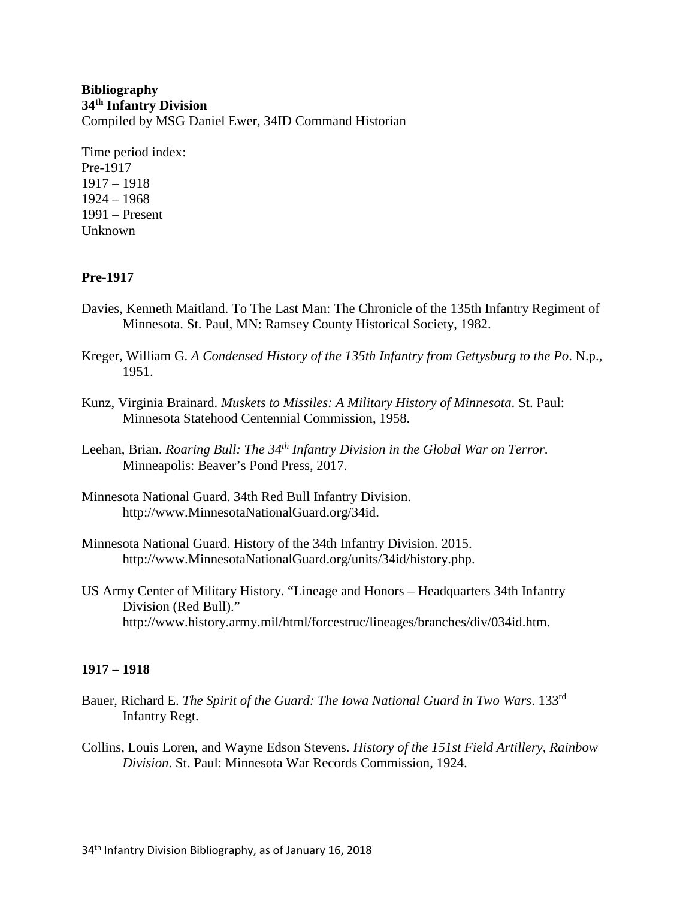**Bibliography**
**34th Infantry Division**
Compiled by MSG Daniel Ewer, 34ID Command Historian

Time period index:
Pre-1917
1917 – 1918
1924 – 1968
1991 – Present
Unknown

## Pre-1917

Davies, Kenneth Maitland. To The Last Man: The Chronicle of the 135th Infantry Regiment of Minnesota. St. Paul, MN: Ramsey County Historical Society, 1982.

Kreger, William G. *A Condensed History of the 135th Infantry from Gettysburg to the Po*. N.p., 1951.

Kunz, Virginia Brainard. *Muskets to Missiles: A Military History of Minnesota*. St. Paul: Minnesota Statehood Centennial Commission, 1958.

Leehan, Brian. *Roaring Bull: The 34th Infantry Division in the Global War on Terror*. Minneapolis: Beaver's Pond Press, 2017.

Minnesota National Guard. 34th Red Bull Infantry Division. http://www.MinnesotaNationalGuard.org/34id.

Minnesota National Guard. History of the 34th Infantry Division. 2015. http://www.MinnesotaNationalGuard.org/units/34id/history.php.

US Army Center of Military History. "Lineage and Honors – Headquarters 34th Infantry Division (Red Bull)." http://www.history.army.mil/html/forcestruc/lineages/branches/div/034id.htm.

## 1917 – 1918

Bauer, Richard E. *The Spirit of the Guard: The Iowa National Guard in Two Wars*. 133rd Infantry Regt.

Collins, Louis Loren, and Wayne Edson Stevens. *History of the 151st Field Artillery, Rainbow Division*. St. Paul: Minnesota War Records Commission, 1924.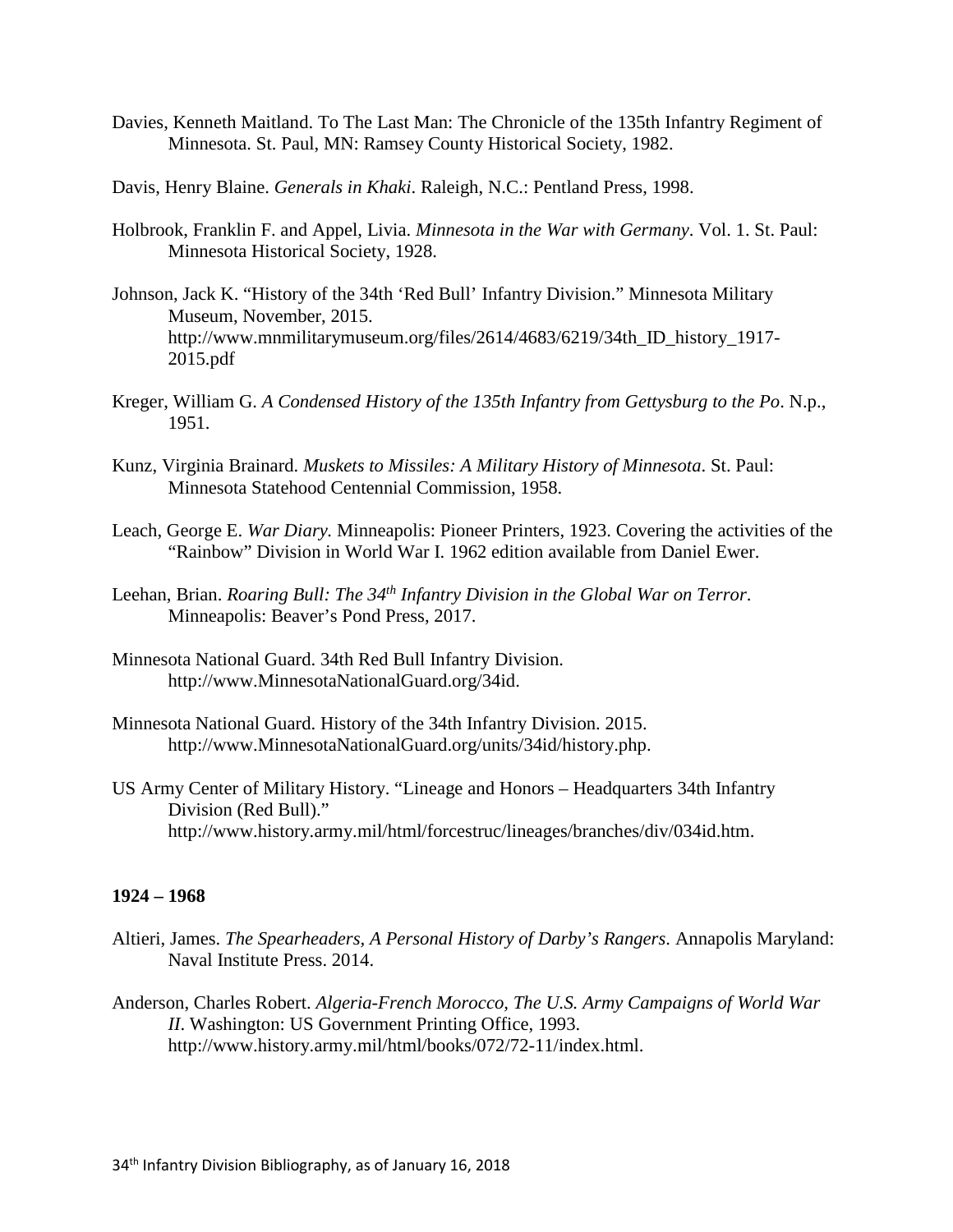Davies, Kenneth Maitland. To The Last Man: The Chronicle of the 135th Infantry Regiment of Minnesota. St. Paul, MN: Ramsey County Historical Society, 1982.

Davis, Henry Blaine. *Generals in Khaki*. Raleigh, N.C.: Pentland Press, 1998.

Holbrook, Franklin F. and Appel, Livia. *Minnesota in the War with Germany*. Vol. 1. St. Paul: Minnesota Historical Society, 1928.

Johnson, Jack K. "History of the 34th 'Red Bull' Infantry Division." Minnesota Military Museum, November, 2015. http://www.mnmilitarymuseum.org/files/2614/4683/6219/34th_ID_history_1917-2015.pdf

Kreger, William G. *A Condensed History of the 135th Infantry from Gettysburg to the Po*. N.p., 1951.

Kunz, Virginia Brainard. *Muskets to Missiles: A Military History of Minnesota*. St. Paul: Minnesota Statehood Centennial Commission, 1958.

Leach, George E. *War Diary*. Minneapolis: Pioneer Printers, 1923. Covering the activities of the "Rainbow" Division in World War I. 1962 edition available from Daniel Ewer.

Leehan, Brian. *Roaring Bull: The 34th Infantry Division in the Global War on Terror*. Minneapolis: Beaver's Pond Press, 2017.

Minnesota National Guard. 34th Red Bull Infantry Division. http://www.MinnesotaNationalGuard.org/34id.

Minnesota National Guard. History of the 34th Infantry Division. 2015. http://www.MinnesotaNationalGuard.org/units/34id/history.php.

US Army Center of Military History. "Lineage and Honors – Headquarters 34th Infantry Division (Red Bull)." http://www.history.army.mil/html/forcestruc/lineages/branches/div/034id.htm.

**1924 – 1968**

Altieri, James. *The Spearheaders, A Personal History of Darby's Rangers*. Annapolis Maryland: Naval Institute Press. 2014.

Anderson, Charles Robert. *Algeria-French Morocco, The U.S. Army Campaigns of World War II*. Washington: US Government Printing Office, 1993. http://www.history.army.mil/html/books/072/72-11/index.html.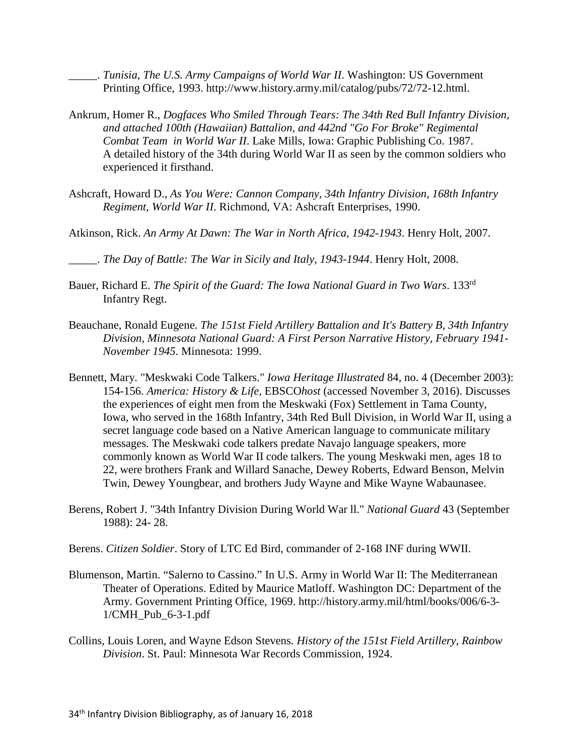_____. *Tunisia, The U.S. Army Campaigns of World War II*. Washington: US Government Printing Office, 1993. http://www.history.army.mil/catalog/pubs/72/72-12.html.

Ankrum, Homer R., *Dogfaces Who Smiled Through Tears: The 34th Red Bull Infantry Division, and attached 100th (Hawaiian) Battalion, and 442nd "Go For Broke" Regimental Combat Team in World War II*. Lake Mills, Iowa: Graphic Publishing Co. 1987. A detailed history of the 34th during World War II as seen by the common soldiers who experienced it firsthand.

Ashcraft, Howard D., *As You Were: Cannon Company, 34th Infantry Division, 168th Infantry Regiment, World War II*. Richmond, VA: Ashcraft Enterprises, 1990.

Atkinson, Rick. *An Army At Dawn: The War in North Africa, 1942-1943*. Henry Holt, 2007.

_____. *The Day of Battle: The War in Sicily and Italy, 1943-1944*. Henry Holt, 2008.

Bauer, Richard E. *The Spirit of the Guard: The Iowa National Guard in Two Wars*. 133rd Infantry Regt.

Beauchane, Ronald Eugene. *The 151st Field Artillery Battalion and It's Battery B, 34th Infantry Division, Minnesota National Guard: A First Person Narrative History, February 1941-November 1945*. Minnesota: 1999.

Bennett, Mary. "Meskwaki Code Talkers." *Iowa Heritage Illustrated* 84, no. 4 (December 2003): 154-156. *America: History & Life*, EBSCO*host* (accessed November 3, 2016). Discusses the experiences of eight men from the Meskwaki (Fox) Settlement in Tama County, Iowa, who served in the 168th Infantry, 34th Red Bull Division, in World War II, using a secret language code based on a Native American language to communicate military messages. The Meskwaki code talkers predate Navajo language speakers, more commonly known as World War II code talkers. The young Meskwaki men, ages 18 to 22, were brothers Frank and Willard Sanache, Dewey Roberts, Edward Benson, Melvin Twin, Dewey Youngbear, and brothers Judy Wayne and Mike Wayne Wabaunasee.

Berens, Robert J. "34th Infantry Division During World War ll." *National Guard* 43 (September 1988): 24- 28.

Berens. *Citizen Soldier*. Story of LTC Ed Bird, commander of 2-168 INF during WWII.

Blumenson, Martin. "Salerno to Cassino." In U.S. Army in World War II: The Mediterranean Theater of Operations. Edited by Maurice Matloff. Washington DC: Department of the Army. Government Printing Office, 1969. http://history.army.mil/html/books/006/6-3-1/CMH_Pub_6-3-1.pdf

Collins, Louis Loren, and Wayne Edson Stevens. *History of the 151st Field Artillery, Rainbow Division*. St. Paul: Minnesota War Records Commission, 1924.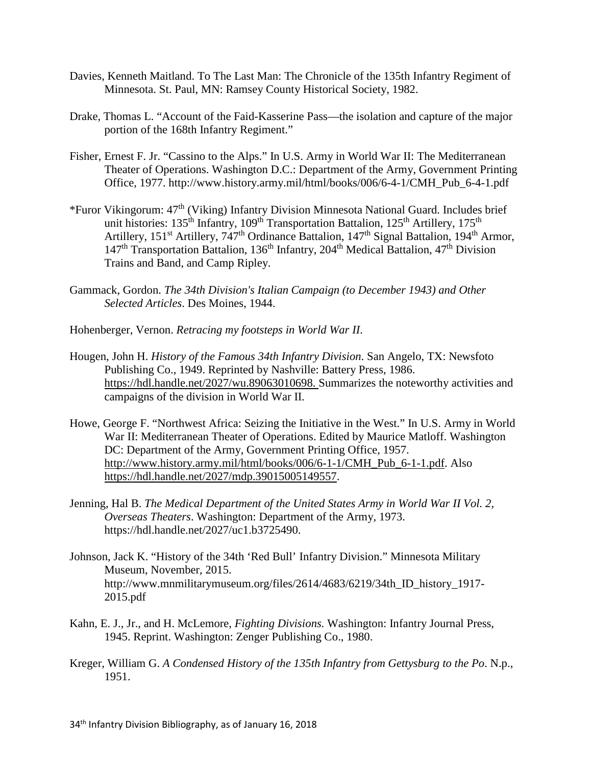Davies, Kenneth Maitland. To The Last Man: The Chronicle of the 135th Infantry Regiment of Minnesota. St. Paul, MN: Ramsey County Historical Society, 1982.

Drake, Thomas L. "Account of the Faid-Kasserine Pass—the isolation and capture of the major portion of the 168th Infantry Regiment."

Fisher, Ernest F. Jr. "Cassino to the Alps." In U.S. Army in World War II: The Mediterranean Theater of Operations. Washington D.C.: Department of the Army, Government Printing Office, 1977. http://www.history.army.mil/html/books/006/6-4-1/CMH_Pub_6-4-1.pdf

*Furor Vikingorum: 47th (Viking) Infantry Division Minnesota National Guard. Includes brief unit histories: 135th Infantry, 109th Transportation Battalion, 125th Artillery, 175th Artillery, 151st Artillery, 747th Ordinance Battalion, 147th Signal Battalion, 194th Armor, 147th Transportation Battalion, 136th Infantry, 204th Medical Battalion, 47th Division Trains and Band, and Camp Ripley.

Gammack, Gordon. *The 34th Division's Italian Campaign (to December 1943) and Other Selected Articles*. Des Moines, 1944.

Hohenberger, Vernon. *Retracing my footsteps in World War II*.

Hougen, John H. *History of the Famous 34th Infantry Division*. San Angelo, TX: Newsfoto Publishing Co., 1949. Reprinted by Nashville: Battery Press, 1986. https://hdl.handle.net/2027/wu.89063010698. Summarizes the noteworthy activities and campaigns of the division in World War II.

Howe, George F. "Northwest Africa: Seizing the Initiative in the West." In U.S. Army in World War II: Mediterranean Theater of Operations. Edited by Maurice Matloff. Washington DC: Department of the Army, Government Printing Office, 1957. http://www.history.army.mil/html/books/006/6-1-1/CMH_Pub_6-1-1.pdf. Also https://hdl.handle.net/2027/mdp.39015005149557.

Jenning, Hal B. *The Medical Department of the United States Army in World War II Vol. 2, Overseas Theaters*. Washington: Department of the Army, 1973. https://hdl.handle.net/2027/uc1.b3725490.

Johnson, Jack K. "History of the 34th 'Red Bull' Infantry Division." Minnesota Military Museum, November, 2015. http://www.mnmilitarymuseum.org/files/2614/4683/6219/34th_ID_history_1917-2015.pdf

Kahn, E. J., Jr., and H. McLemore, *Fighting Divisions.* Washington: Infantry Journal Press, 1945. Reprint. Washington: Zenger Publishing Co., 1980.

Kreger, William G. *A Condensed History of the 135th Infantry from Gettysburg to the Po*. N.p., 1951.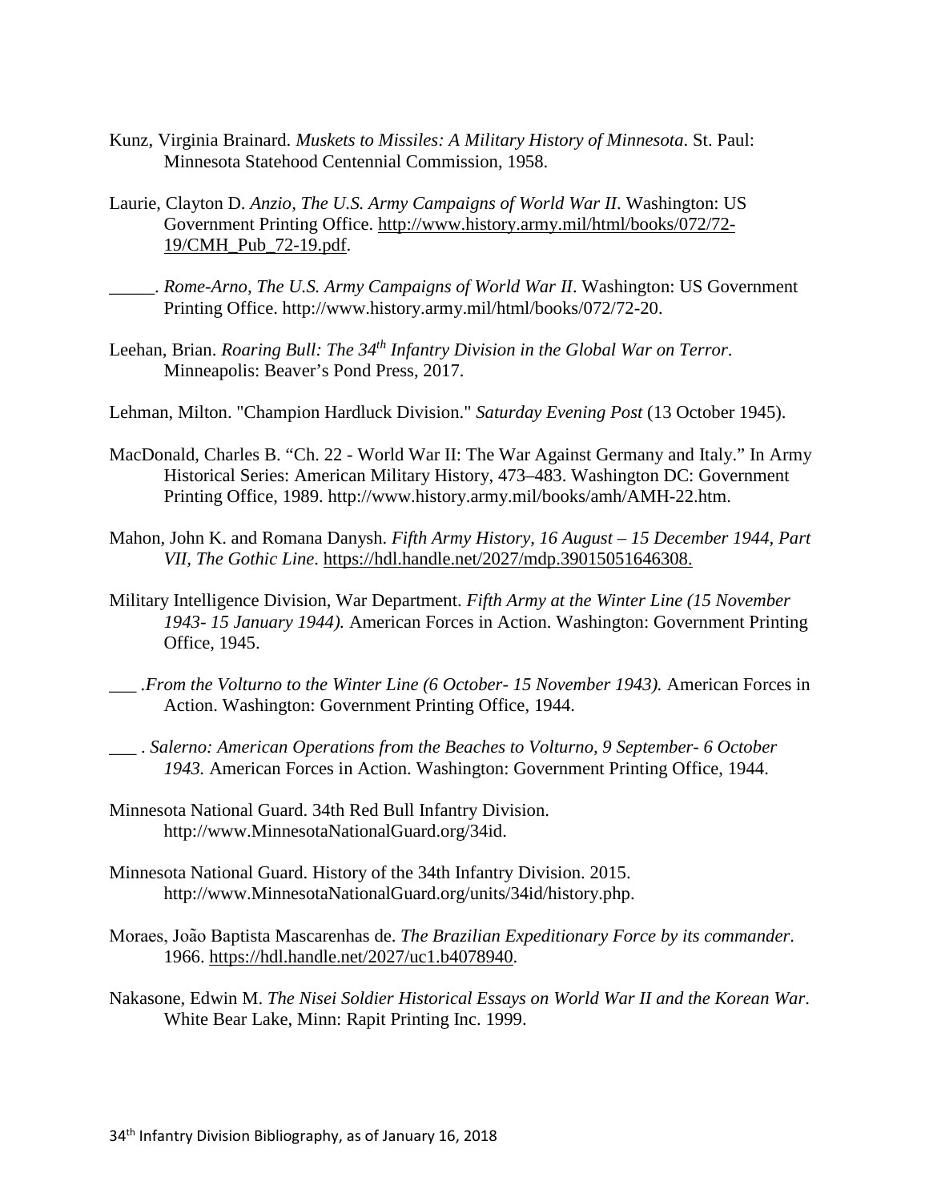Kunz, Virginia Brainard. *Muskets to Missiles: A Military History of Minnesota.* St. Paul: Minnesota Statehood Centennial Commission, 1958.

Laurie, Clayton D. *Anzio, The U.S. Army Campaigns of World War II*. Washington: US Government Printing Office. http://www.history.army.mil/html/books/072/72-19/CMH_Pub_72-19.pdf.

_____. *Rome-Arno, The U.S. Army Campaigns of World War II*. Washington: US Government Printing Office. http://www.history.army.mil/html/books/072/72-20.

Leehan, Brian. *Roaring Bull: The 34th Infantry Division in the Global War on Terror*. Minneapolis: Beaver's Pond Press, 2017.

Lehman, Milton. "Champion Hardluck Division." *Saturday Evening Post* (13 October 1945).

MacDonald, Charles B. "Ch. 22 - World War II: The War Against Germany and Italy." In Army Historical Series: American Military History, 473–483. Washington DC: Government Printing Office, 1989. http://www.history.army.mil/books/amh/AMH-22.htm.

Mahon, John K. and Romana Danysh. *Fifth Army History, 16 August – 15 December 1944, Part VII, The Gothic Line*. https://hdl.handle.net/2027/mdp.39015051646308.

Military Intelligence Division, War Department. *Fifth Army at the Winter Line (15 November 1943- 15 January 1944).* American Forces in Action. Washington: Government Printing Office, 1945.

___ .*From the Volturno to the Winter Line (6 October- 15 November 1943).* American Forces in Action. Washington: Government Printing Office, 1944.

___ . *Salerno: American Operations from the Beaches to Volturno, 9 September- 6 October 1943.* American Forces in Action. Washington: Government Printing Office, 1944.

Minnesota National Guard. 34th Red Bull Infantry Division. http://www.MinnesotaNationalGuard.org/34id.

Minnesota National Guard. History of the 34th Infantry Division. 2015. http://www.MinnesotaNationalGuard.org/units/34id/history.php.

Moraes, João Baptista Mascarenhas de. *The Brazilian Expeditionary Force by its commander*. 1966. https://hdl.handle.net/2027/uc1.b4078940.

Nakasone, Edwin M. *The Nisei Soldier Historical Essays on World War II and the Korean War*. White Bear Lake, Minn: Rapit Printing Inc. 1999.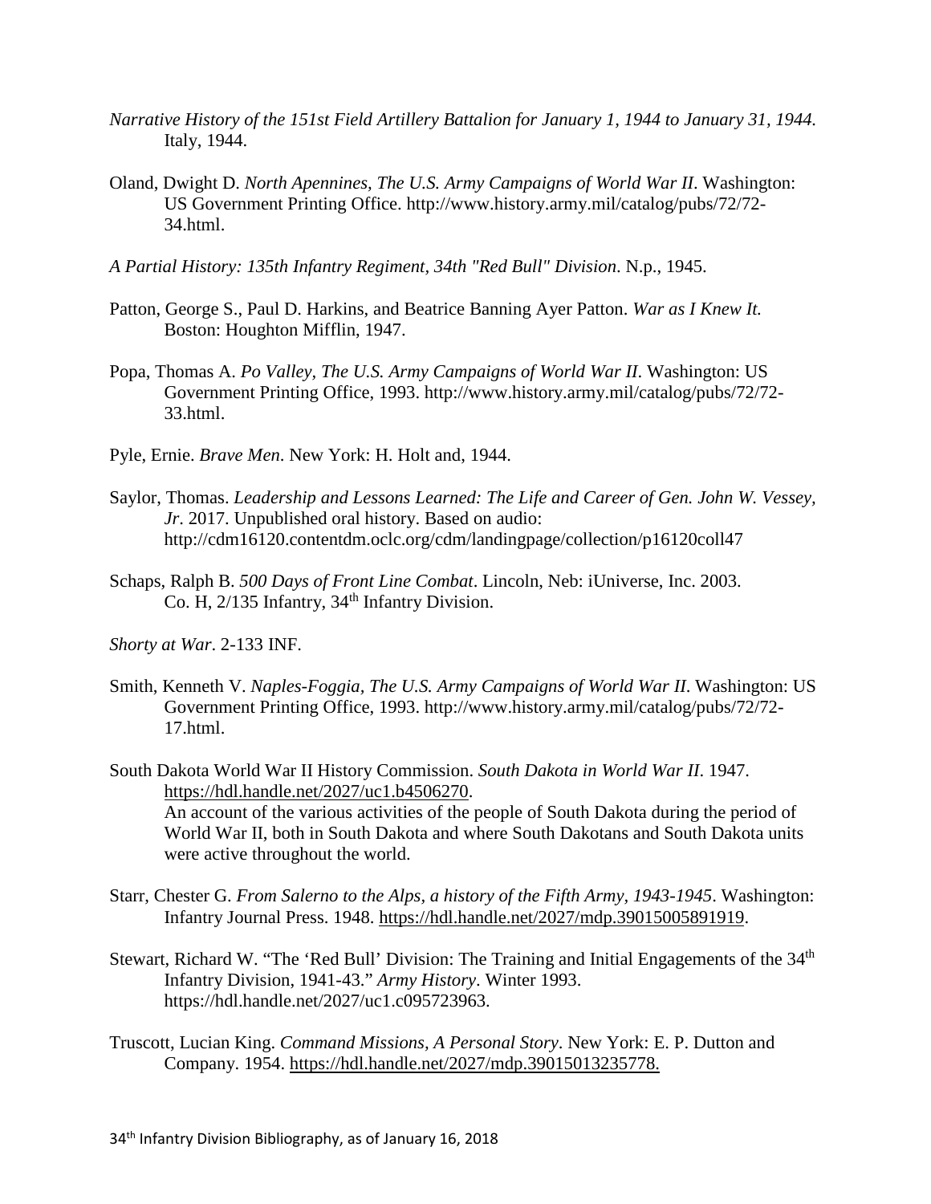*Narrative History of the 151st Field Artillery Battalion for January 1, 1944 to January 31, 1944.* Italy, 1944.

Oland, Dwight D. *North Apennines, The U.S. Army Campaigns of World War II*. Washington: US Government Printing Office. http://www.history.army.mil/catalog/pubs/72/72-34.html.

*A Partial History: 135th Infantry Regiment, 34th "Red Bull" Division*. N.p., 1945.

Patton, George S., Paul D. Harkins, and Beatrice Banning Ayer Patton. *War as I Knew It.* Boston: Houghton Mifflin, 1947.

Popa, Thomas A. *Po Valley, The U.S. Army Campaigns of World War II*. Washington: US Government Printing Office, 1993. http://www.history.army.mil/catalog/pubs/72/72-33.html.

Pyle, Ernie. *Brave Men*. New York: H. Holt and, 1944.

Saylor, Thomas. *Leadership and Lessons Learned: The Life and Career of Gen. John W. Vessey, Jr*. 2017. Unpublished oral history. Based on audio: http://cdm16120.contentdm.oclc.org/cdm/landingpage/collection/p16120coll47

Schaps, Ralph B. *500 Days of Front Line Combat*. Lincoln, Neb: iUniverse, Inc. 2003. Co. H, 2/135 Infantry, 34th Infantry Division.

*Shorty at War*. 2-133 INF.

Smith, Kenneth V. *Naples-Foggia, The U.S. Army Campaigns of World War II*. Washington: US Government Printing Office, 1993. http://www.history.army.mil/catalog/pubs/72/72-17.html.

South Dakota World War II History Commission. *South Dakota in World War II*. 1947. https://hdl.handle.net/2027/uc1.b4506270.
An account of the various activities of the people of South Dakota during the period of World War II, both in South Dakota and where South Dakotans and South Dakota units were active throughout the world.

Starr, Chester G. *From Salerno to the Alps, a history of the Fifth Army, 1943-1945*. Washington: Infantry Journal Press. 1948. https://hdl.handle.net/2027/mdp.39015005891919.

Stewart, Richard W. "The 'Red Bull' Division: The Training and Initial Engagements of the 34th Infantry Division, 1941-43." *Army History*. Winter 1993. https://hdl.handle.net/2027/uc1.c095723963.

Truscott, Lucian King. *Command Missions, A Personal Story*. New York: E. P. Dutton and Company. 1954. https://hdl.handle.net/2027/mdp.39015013235778.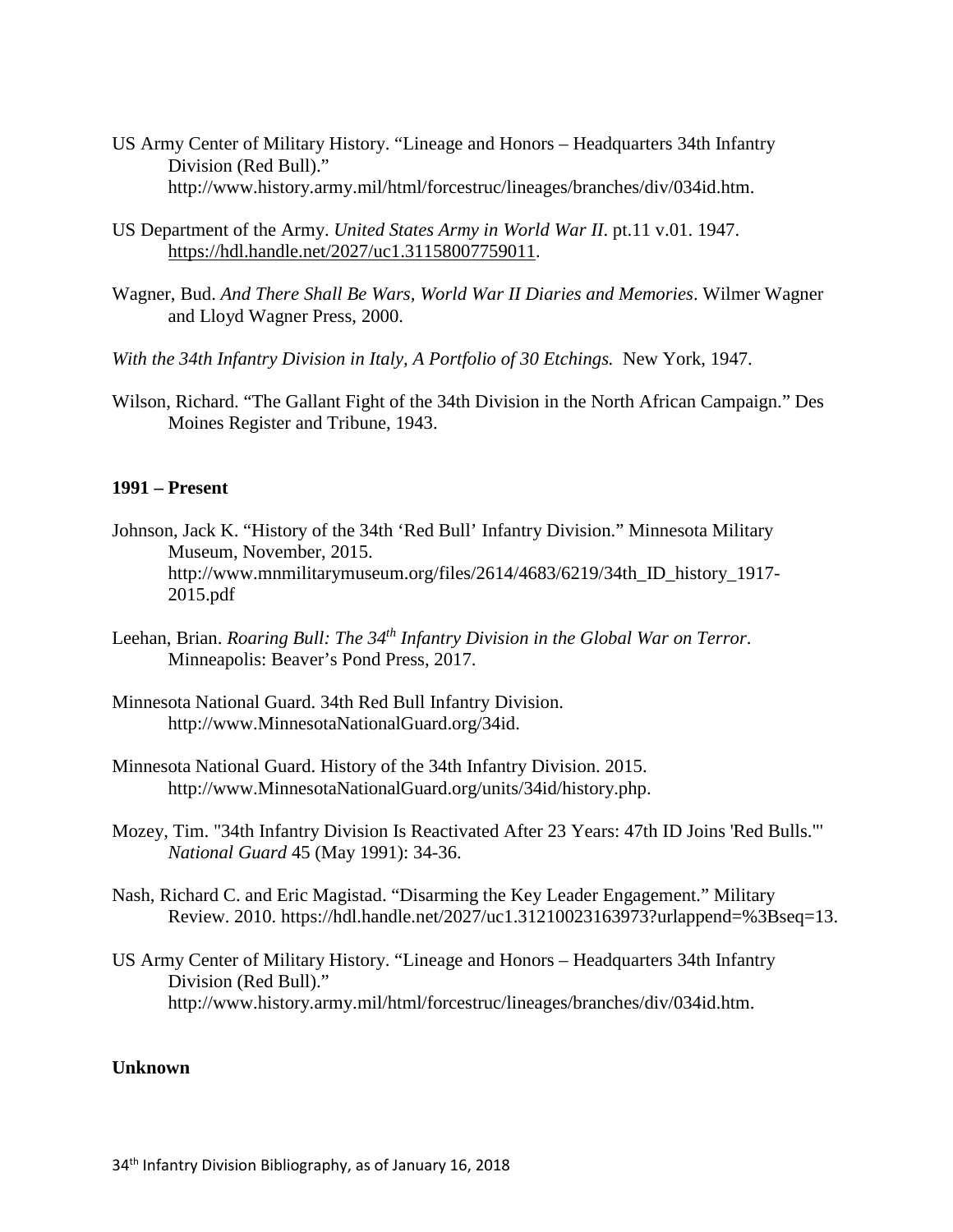US Army Center of Military History. "Lineage and Honors – Headquarters 34th Infantry Division (Red Bull)." http://www.history.army.mil/html/forcestruc/lineages/branches/div/034id.htm.

US Department of the Army. *United States Army in World War II*. pt.11 v.01. 1947. https://hdl.handle.net/2027/uc1.31158007759011.

Wagner, Bud. *And There Shall Be Wars, World War II Diaries and Memories*. Wilmer Wagner and Lloyd Wagner Press, 2000.

*With the 34th Infantry Division in Italy, A Portfolio of 30 Etchings.* New York, 1947.

Wilson, Richard. "The Gallant Fight of the 34th Division in the North African Campaign." Des Moines Register and Tribune, 1943.

**1991 – Present**

Johnson, Jack K. "History of the 34th 'Red Bull' Infantry Division." Minnesota Military Museum, November, 2015. http://www.mnmilitarymuseum.org/files/2614/4683/6219/34th_ID_history_1917-2015.pdf

Leehan, Brian. *Roaring Bull: The 34th Infantry Division in the Global War on Terror*. Minneapolis: Beaver's Pond Press, 2017.

Minnesota National Guard. 34th Red Bull Infantry Division. http://www.MinnesotaNationalGuard.org/34id.

Minnesota National Guard. History of the 34th Infantry Division. 2015. http://www.MinnesotaNationalGuard.org/units/34id/history.php.

Mozey, Tim. "34th Infantry Division Is Reactivated After 23 Years: 47th ID Joins 'Red Bulls.'" *National Guard* 45 (May 1991): 34-36.

Nash, Richard C. and Eric Magistad. "Disarming the Key Leader Engagement." Military Review. 2010. https://hdl.handle.net/2027/uc1.31210023163973?urlappend=%3Bseq=13.

US Army Center of Military History. "Lineage and Honors – Headquarters 34th Infantry Division (Red Bull)." http://www.history.army.mil/html/forcestruc/lineages/branches/div/034id.htm.

**Unknown**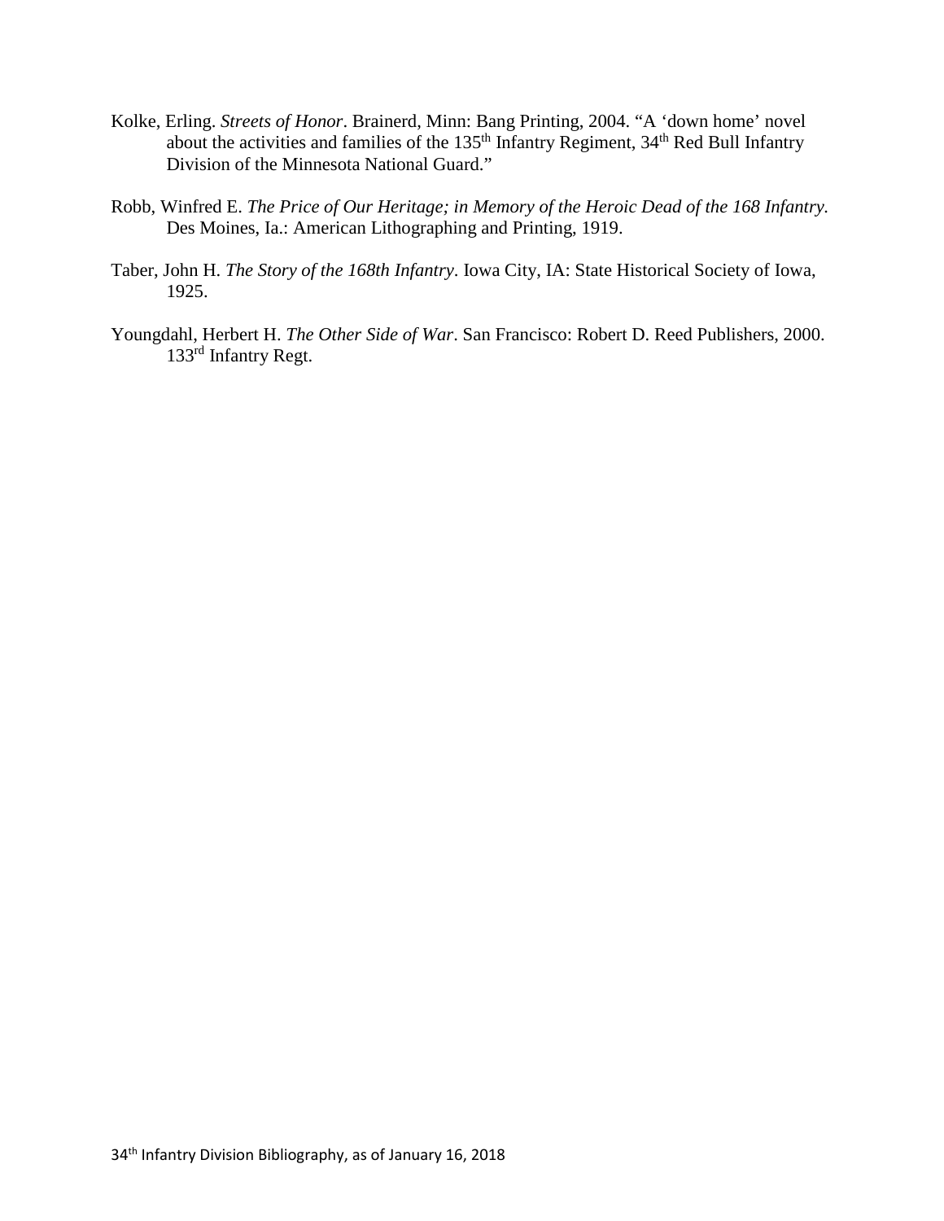Kolke, Erling. *Streets of Honor*. Brainerd, Minn: Bang Printing, 2004. "A 'down home' novel about the activities and families of the 135th Infantry Regiment, 34th Red Bull Infantry Division of the Minnesota National Guard."

Robb, Winfred E. *The Price of Our Heritage; in Memory of the Heroic Dead of the 168 Infantry.* Des Moines, Ia.: American Lithographing and Printing, 1919.

Taber, John H. *The Story of the 168th Infantry*. Iowa City, IA: State Historical Society of Iowa, 1925.

Youngdahl, Herbert H. *The Other Side of War*. San Francisco: Robert D. Reed Publishers, 2000. 133rd Infantry Regt.